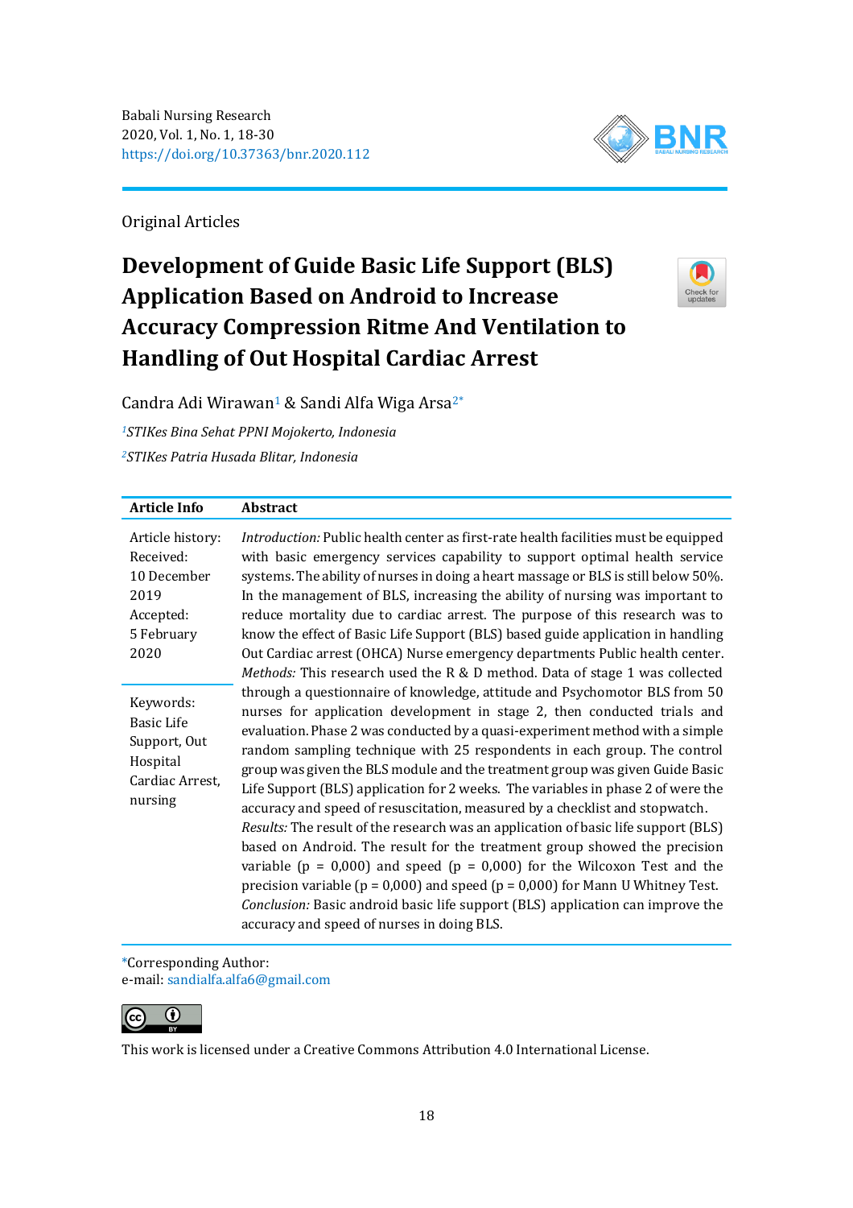Original Articles

# Development of Guide Basic Life Support (BLS) Application Based on Android to Increase Accuracy Compression Ritme And Ventilation to Handling of Out Hospital Cardiac Arrest

Candra Adi Wirawan[1] & Sandi Alfa Wiga Arsa[2*]

[1]*STIKes Bina Sehat PPNI Mojokerto, Indonesia*

[2]*STIKes Patria Husada Blitar, Indonesia*

**Article Info**

Article history:
Received:
10 December 2019
Accepted:
5 February 2020

Keywords:
Basic Life Support, Out Hospital Cardiac Arrest, nursing

**Abstract**

*Introduction:* Public health center as first-rate health facilities must be equipped with basic emergency services capability to support optimal health service systems. The ability of nurses in doing a heart massage or BLS is still below 50%. In the management of BLS, increasing the ability of nursing was important to reduce mortality due to cardiac arrest. The purpose of this research was to know the effect of Basic Life Support (BLS) based guide application in handling Out Cardiac arrest (OHCA) Nurse emergency departments Public health center. *Methods:* This research used the R & D method. Data of stage 1 was collected through a questionnaire of knowledge, attitude and Psychomotor BLS from 50 nurses for application development in stage 2, then conducted trials and evaluation. Phase 2 was conducted by a quasi-experiment method with a simple random sampling technique with 25 respondents in each group. The control group was given the BLS module and the treatment group was given Guide Basic Life Support (BLS) application for 2 weeks. The variables in phase 2 of were the accuracy and speed of resuscitation, measured by a checklist and stopwatch. *Results:* The result of the research was an application of basic life support (BLS) based on Android. The result for the treatment group showed the precision variable (p = 0,000) and speed (p = 0,000) for the Wilcoxon Test and the precision variable (p = 0,000) and speed (p = 0,000) for Mann U Whitney Test. *Conclusion:* Basic android basic life support (BLS) application can improve the accuracy and speed of nurses in doing BLS.

*Corresponding Author:
e-mail: sandialfa.alfa6@gmail.com

This work is licensed under a Creative Commons Attribution 4.0 International License.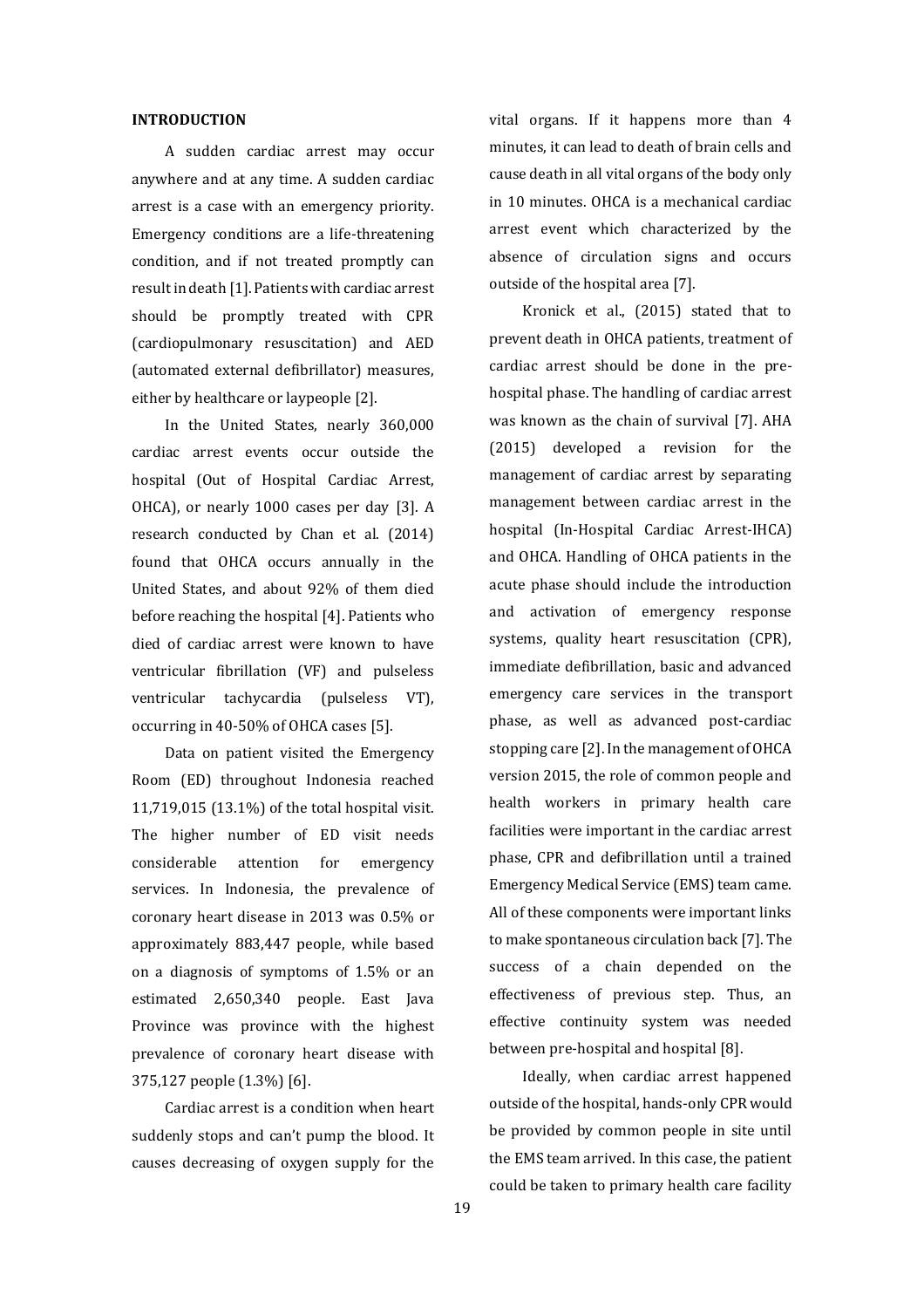## INTRODUCTION

A sudden cardiac arrest may occur anywhere and at any time. A sudden cardiac arrest is a case with an emergency priority. Emergency conditions are a life-threatening condition, and if not treated promptly can result in death [1]. Patients with cardiac arrest should be promptly treated with CPR (cardiopulmonary resuscitation) and AED (automated external defibrillator) measures, either by healthcare or laypeople [2].

In the United States, nearly 360,000 cardiac arrest events occur outside the hospital (Out of Hospital Cardiac Arrest, OHCA), or nearly 1000 cases per day [3]. A research conducted by Chan et al. (2014) found that OHCA occurs annually in the United States, and about 92% of them died before reaching the hospital [4]. Patients who died of cardiac arrest were known to have ventricular fibrillation (VF) and pulseless ventricular tachycardia (pulseless VT), occurring in 40-50% of OHCA cases [5].

Data on patient visited the Emergency Room (ED) throughout Indonesia reached 11,719,015 (13.1%) of the total hospital visit. The higher number of ED visit needs considerable attention for emergency services. In Indonesia, the prevalence of coronary heart disease in 2013 was 0.5% or approximately 883,447 people, while based on a diagnosis of symptoms of 1.5% or an estimated 2,650,340 people. East Java Province was province with the highest prevalence of coronary heart disease with 375,127 people (1.3%) [6].

Cardiac arrest is a condition when heart suddenly stops and can't pump the blood. It causes decreasing of oxygen supply for the vital organs. If it happens more than 4 minutes, it can lead to death of brain cells and cause death in all vital organs of the body only in 10 minutes. OHCA is a mechanical cardiac arrest event which characterized by the absence of circulation signs and occurs outside of the hospital area [7].

Kronick et al., (2015) stated that to prevent death in OHCA patients, treatment of cardiac arrest should be done in the pre-hospital phase. The handling of cardiac arrest was known as the chain of survival [7]. AHA (2015) developed a revision for the management of cardiac arrest by separating management between cardiac arrest in the hospital (In-Hospital Cardiac Arrest-IHCA) and OHCA. Handling of OHCA patients in the acute phase should include the introduction and activation of emergency response systems, quality heart resuscitation (CPR), immediate defibrillation, basic and advanced emergency care services in the transport phase, as well as advanced post-cardiac stopping care [2]. In the management of OHCA version 2015, the role of common people and health workers in primary health care facilities were important in the cardiac arrest phase, CPR and defibrillation until a trained Emergency Medical Service (EMS) team came. All of these components were important links to make spontaneous circulation back [7]. The success of a chain depended on the effectiveness of previous step. Thus, an effective continuity system was needed between pre-hospital and hospital [8].

Ideally, when cardiac arrest happened outside of the hospital, hands-only CPR would be provided by common people in site until the EMS team arrived. In this case, the patient could be taken to primary health care facility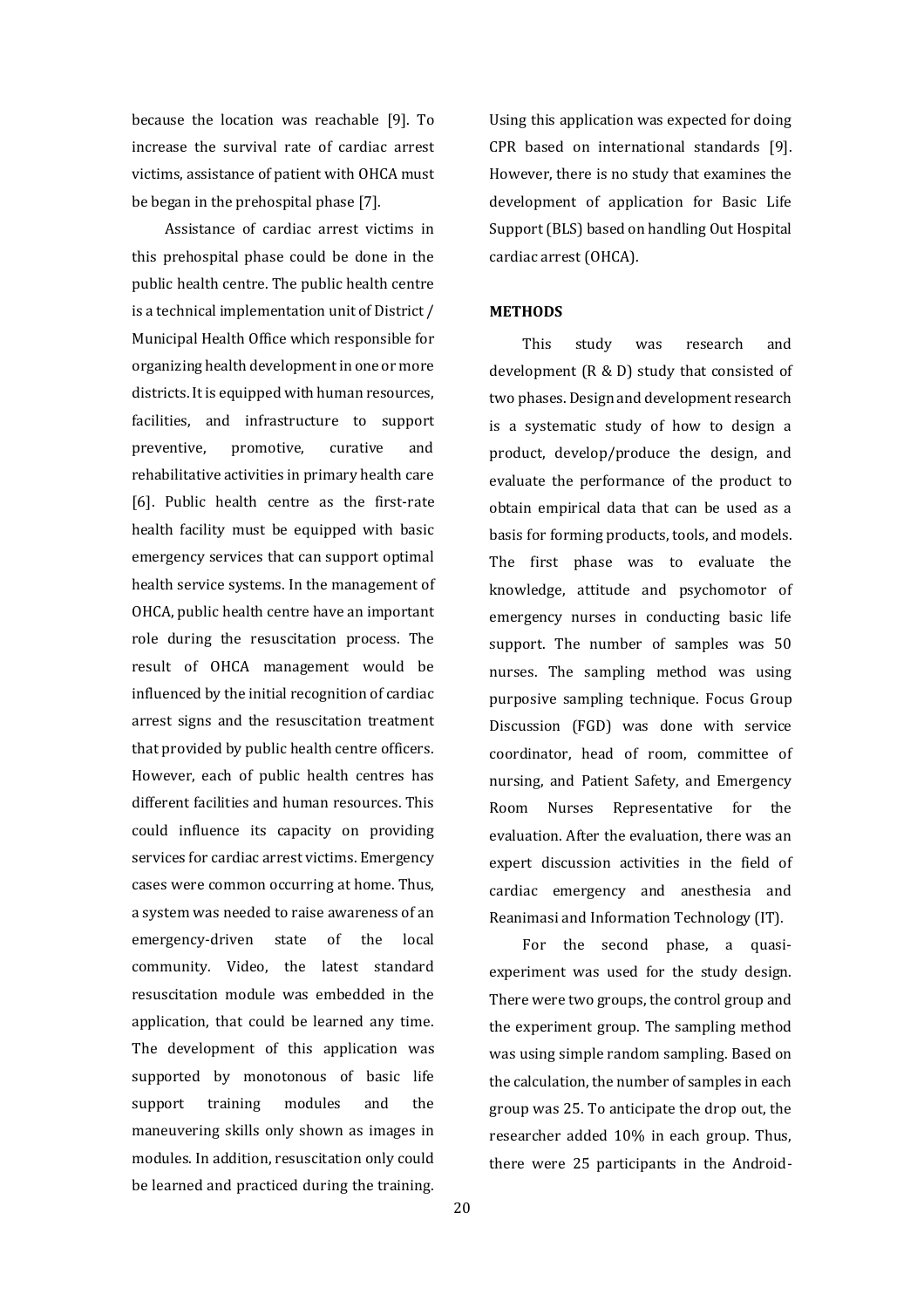because the location was reachable [9]. To increase the survival rate of cardiac arrest victims, assistance of patient with OHCA must be began in the prehospital phase [7].

Assistance of cardiac arrest victims in this prehospital phase could be done in the public health centre. The public health centre is a technical implementation unit of District / Municipal Health Office which responsible for organizing health development in one or more districts. It is equipped with human resources, facilities, and infrastructure to support preventive, promotive, curative and rehabilitative activities in primary health care [6]. Public health centre as the first-rate health facility must be equipped with basic emergency services that can support optimal health service systems. In the management of OHCA, public health centre have an important role during the resuscitation process. The result of OHCA management would be influenced by the initial recognition of cardiac arrest signs and the resuscitation treatment that provided by public health centre officers. However, each of public health centres has different facilities and human resources. This could influence its capacity on providing services for cardiac arrest victims. Emergency cases were common occurring at home. Thus, a system was needed to raise awareness of an emergency-driven state of the local community. Video, the latest standard resuscitation module was embedded in the application, that could be learned any time. The development of this application was supported by monotonous of basic life support training modules and the maneuvering skills only shown as images in modules. In addition, resuscitation only could be learned and practiced during the training. Using this application was expected for doing CPR based on international standards [9]. However, there is no study that examines the development of application for Basic Life Support (BLS) based on handling Out Hospital cardiac arrest (OHCA).

## METHODS

This study was research and development (R & D) study that consisted of two phases. Design and development research is a systematic study of how to design a product, develop/produce the design, and evaluate the performance of the product to obtain empirical data that can be used as a basis for forming products, tools, and models. The first phase was to evaluate the knowledge, attitude and psychomotor of emergency nurses in conducting basic life support. The number of samples was 50 nurses. The sampling method was using purposive sampling technique. Focus Group Discussion (FGD) was done with service coordinator, head of room, committee of nursing, and Patient Safety, and Emergency Room Nurses Representative for the evaluation. After the evaluation, there was an expert discussion activities in the field of cardiac emergency and anesthesia and Reanimasi and Information Technology (IT).

For the second phase, a quasi-experiment was used for the study design. There were two groups, the control group and the experiment group. The sampling method was using simple random sampling. Based on the calculation, the number of samples in each group was 25. To anticipate the drop out, the researcher added 10% in each group. Thus, there were 25 participants in the Android-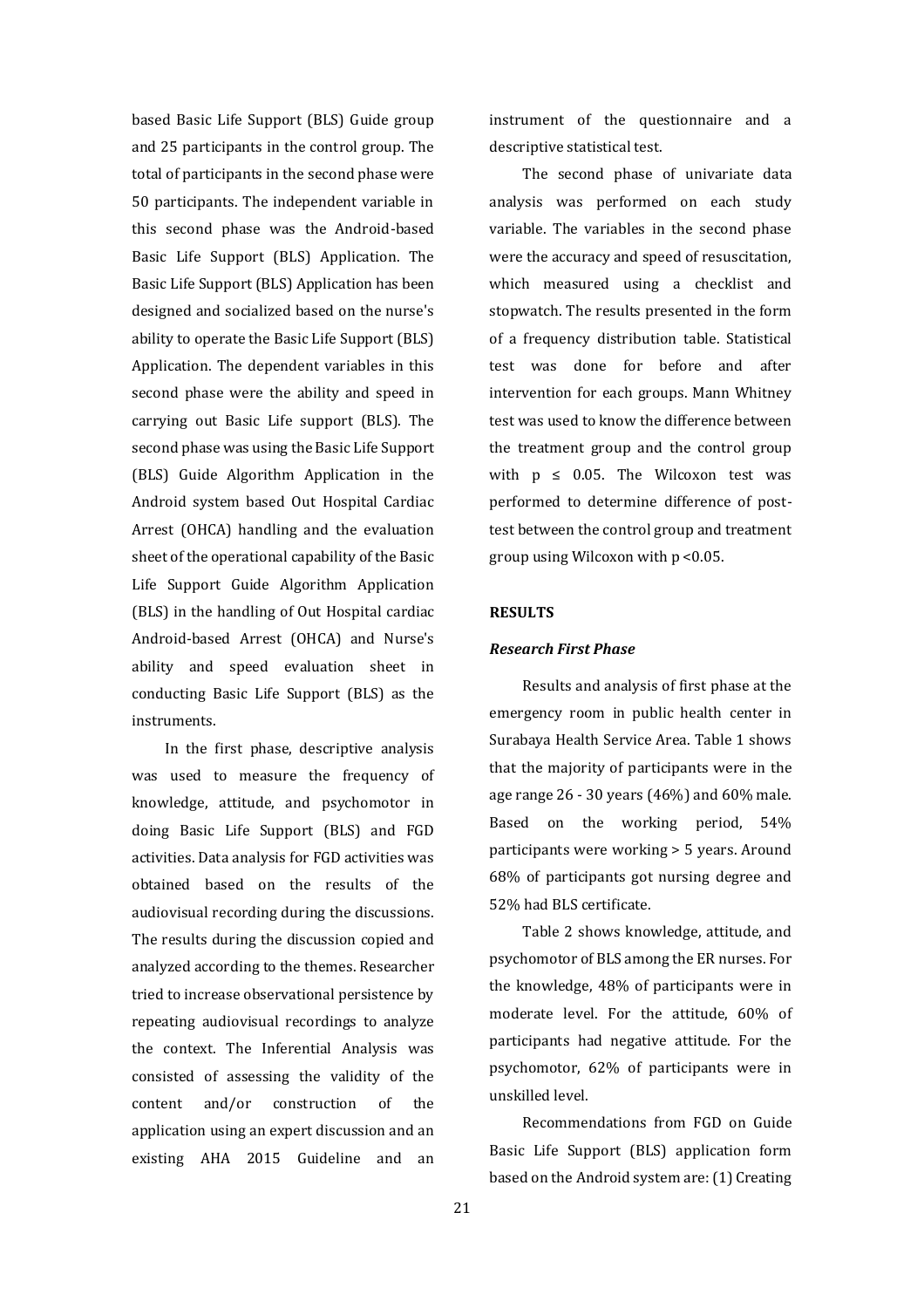based Basic Life Support (BLS) Guide group and 25 participants in the control group. The total of participants in the second phase were 50 participants. The independent variable in this second phase was the Android-based Basic Life Support (BLS) Application. The Basic Life Support (BLS) Application has been designed and socialized based on the nurse's ability to operate the Basic Life Support (BLS) Application. The dependent variables in this second phase were the ability and speed in carrying out Basic Life support (BLS). The second phase was using the Basic Life Support (BLS) Guide Algorithm Application in the Android system based Out Hospital Cardiac Arrest (OHCA) handling and the evaluation sheet of the operational capability of the Basic Life Support Guide Algorithm Application (BLS) in the handling of Out Hospital cardiac Android-based Arrest (OHCA) and Nurse's ability and speed evaluation sheet in conducting Basic Life Support (BLS) as the instruments.

In the first phase, descriptive analysis was used to measure the frequency of knowledge, attitude, and psychomotor in doing Basic Life Support (BLS) and FGD activities. Data analysis for FGD activities was obtained based on the results of the audiovisual recording during the discussions. The results during the discussion copied and analyzed according to the themes. Researcher tried to increase observational persistence by repeating audiovisual recordings to analyze the context. The Inferential Analysis was consisted of assessing the validity of the content and/or construction of the application using an expert discussion and an existing AHA 2015 Guideline and an instrument of the questionnaire and a descriptive statistical test.

The second phase of univariate data analysis was performed on each study variable. The variables in the second phase were the accuracy and speed of resuscitation, which measured using a checklist and stopwatch. The results presented in the form of a frequency distribution table. Statistical test was done for before and after intervention for each groups. Mann Whitney test was used to know the difference between the treatment group and the control group with $p \leq 0.05$. The Wilcoxon test was performed to determine difference of post-test between the control group and treatment group using Wilcoxon with $p < 0.05$.

## RESULTS

### *Research First Phase*

Results and analysis of first phase at the emergency room in public health center in Surabaya Health Service Area. Table 1 shows that the majority of participants were in the age range 26 - 30 years (46%) and 60% male. Based on the working period, 54% participants were working > 5 years. Around 68% of participants got nursing degree and 52% had BLS certificate.

Table 2 shows knowledge, attitude, and psychomotor of BLS among the ER nurses. For the knowledge, 48% of participants were in moderate level. For the attitude, 60% of participants had negative attitude. For the psychomotor, 62% of participants were in unskilled level.

Recommendations from FGD on Guide Basic Life Support (BLS) application form based on the Android system are: (1) Creating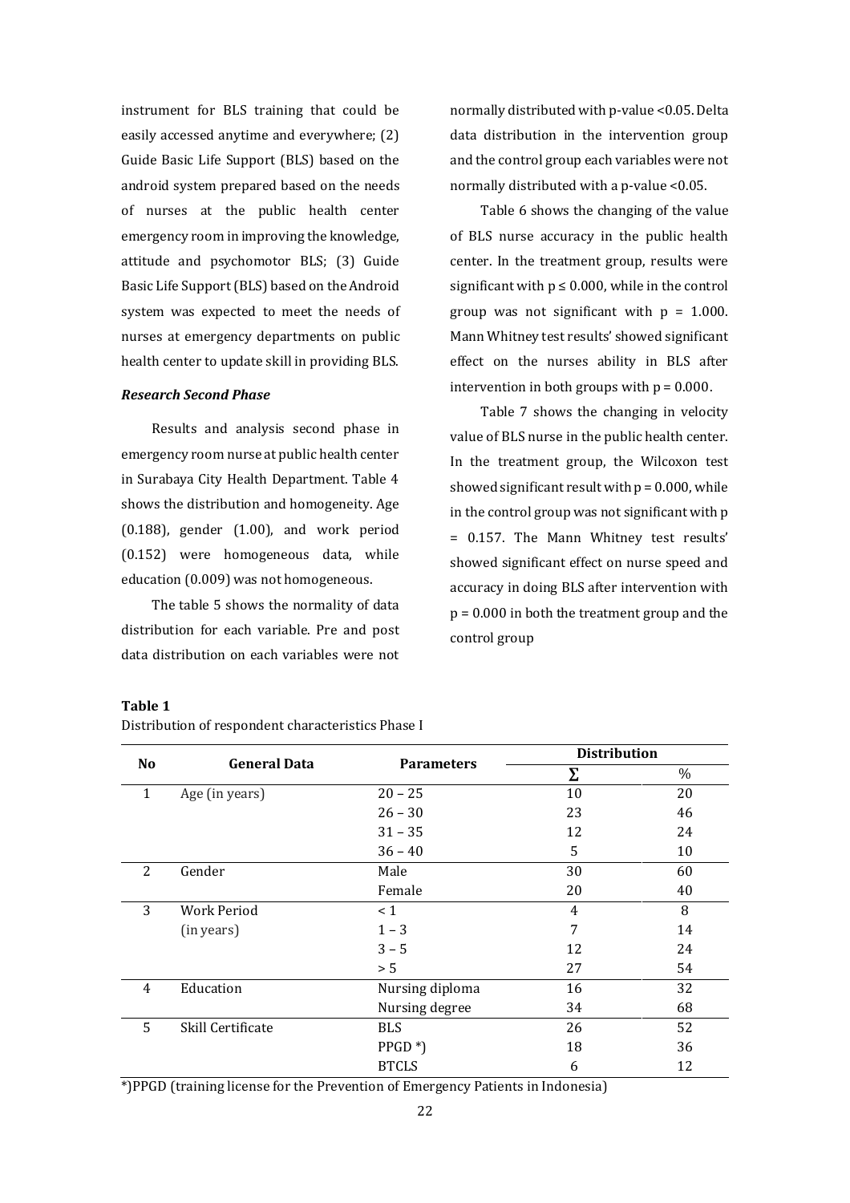instrument for BLS training that could be easily accessed anytime and everywhere; (2) Guide Basic Life Support (BLS) based on the android system prepared based on the needs of nurses at the public health center emergency room in improving the knowledge, attitude and psychomotor BLS; (3) Guide Basic Life Support (BLS) based on the Android system was expected to meet the needs of nurses at emergency departments on public health center to update skill in providing BLS.

### *Research Second Phase*

Results and analysis second phase in emergency room nurse at public health center in Surabaya City Health Department. Table 4 shows the distribution and homogeneity. Age (0.188), gender (1.00), and work period (0.152) were homogeneous data, while education (0.009) was not homogeneous.

The table 5 shows the normality of data distribution for each variable. Pre and post data distribution on each variables were not normally distributed with p-value <0.05. Delta data distribution in the intervention group and the control group each variables were not normally distributed with a p-value <0.05.

Table 6 shows the changing of the value of BLS nurse accuracy in the public health center. In the treatment group, results were significant with p ≤ 0.000, while in the control group was not significant with p = 1.000. Mann Whitney test results' showed significant effect on the nurses ability in BLS after intervention in both groups with p = 0.000.

Table 7 shows the changing in velocity value of BLS nurse in the public health center. In the treatment group, the Wilcoxon test showed significant result with p = 0.000, while in the control group was not significant with p = 0.157. The Mann Whitney test results' showed significant effect on nurse speed and accuracy in doing BLS after intervention with p = 0.000 in both the treatment group and the control group

**Table 1**

Distribution of respondent characteristics Phase I

| No | General Data | Parameters | Distribution | |
|---|---|---|---|---|
| | | | Σ | % |
| 1 | Age (in years) | 20 – 25 | 10 | 20 |
| | | 26 – 30 | 23 | 46 |
| | | 31 – 35 | 12 | 24 |
| | | 36 – 40 | 5 | 10 |
| 2 | Gender | Male | 30 | 60 |
| | | Female | 20 | 40 |
| 3 | Work Period (in years) | < 1 | 4 | 8 |
| | | 1 – 3 | 7 | 14 |
| | | 3 – 5 | 12 | 24 |
| | | > 5 | 27 | 54 |
| 4 | Education | Nursing diploma | 16 | 32 |
| | | Nursing degree | 34 | 68 |
| 5 | Skill Certificate | BLS | 26 | 52 |
| | | PPGD *) | 18 | 36 |
| | | BTCLS | 6 | 12 |

*)PPGD (training license for the Prevention of Emergency Patients in Indonesia)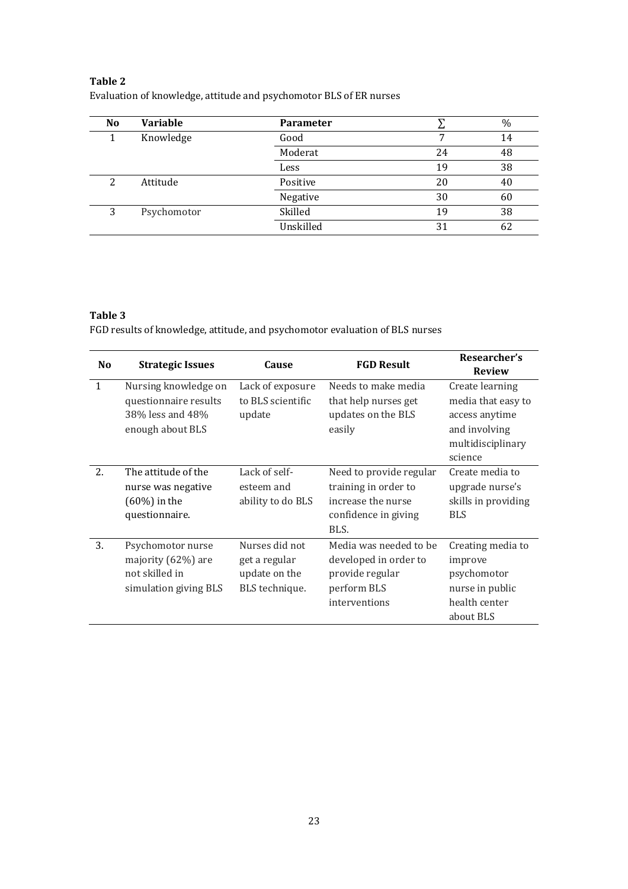**Table 2**
Evaluation of knowledge, attitude and psychomotor BLS of ER nurses

| No | Variable | Parameter | ∑ | % |
|---|---|---|---|---|
| 1 | Knowledge | Good | 7 | 14 |
| | | Moderat | 24 | 48 |
| | | Less | 19 | 38 |
| 2 | Attitude | Positive | 20 | 40 |
| | | Negative | 30 | 60 |
| 3 | Psychomotor | Skilled | 19 | 38 |
| | | Unskilled | 31 | 62 |

**Table 3**
FGD results of knowledge, attitude, and psychomotor evaluation of BLS nurses

| No | Strategic Issues | Cause | FGD Result | Researcher's Review |
|---|---|---|---|---|
| 1 | Nursing knowledge on questionnaire results 38% less and 48% enough about BLS | Lack of exposure to BLS scientific update | Needs to make media that help nurses get updates on the BLS easily | Create learning media that easy to access anytime and involving multidisciplinary science |
| 2. | The attitude of the nurse was negative (60%) in the questionnaire. | Lack of self-esteem and ability to do BLS | Need to provide regular training in order to increase the nurse confidence in giving BLS. | Create media to upgrade nurse's skills in providing BLS |
| 3. | Psychomotor nurse majority (62%) are not skilled in simulation giving BLS | Nurses did not get a regular update on the BLS technique. | Media was needed to be developed in order to provide regular perform BLS interventions | Creating media to improve psychomotor nurse in public health center about BLS |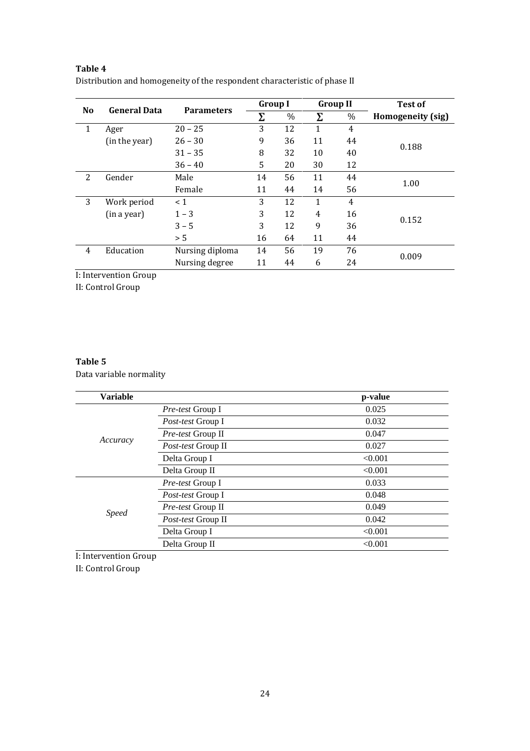**Table 4**

Distribution and homogeneity of the respondent characteristic of phase II

| No | General Data | Parameters | Group I | | Group II | | Test of Homogeneity (sig) |
|---|---|---|---|---|---|---|---|
| | | | Σ | % | Σ | % | |
| 1 | Ager (in the year) | 20 – 25 | 3 | 12 | 1 | 4 | 0.188 |
| | | 26 – 30 | 9 | 36 | 11 | 44 | |
| | | 31 – 35 | 8 | 32 | 10 | 40 | |
| | | 36 – 40 | 5 | 20 | 30 | 12 | |
| 2 | Gender | Male | 14 | 56 | 11 | 44 | 1.00 |
| | | Female | 11 | 44 | 14 | 56 | |
| 3 | Work period (in a year) | < 1 | 3 | 12 | 1 | 4 | 0.152 |
| | | 1 – 3 | 3 | 12 | 4 | 16 | |
| | | 3 – 5 | 3 | 12 | 9 | 36 | |
| | | > 5 | 16 | 64 | 11 | 44 | |
| 4 | Education | Nursing diploma | 14 | 56 | 19 | 76 | 0.009 |
| | | Nursing degree | 11 | 44 | 6 | 24 | |

I: Intervention Group
II: Control Group

**Table 5**

Data variable normality

| Variable | | p-value |
|---|---|---|
| *Accuracy* | *Pre-test* Group I | 0.025 |
| | *Post-test* Group I | 0.032 |
| | *Pre-test* Group II | 0.047 |
| | *Post-test* Group II | 0.027 |
| | Delta Group I | <0.001 |
| | Delta Group II | <0.001 |
| *Speed* | *Pre-test* Group I | 0.033 |
| | *Post-test* Group I | 0.048 |
| | *Pre-test* Group II | 0.049 |
| | *Post-test* Group II | 0.042 |
| | Delta Group I | <0.001 |
| | Delta Group II | <0.001 |

I: Intervention Group
II: Control Group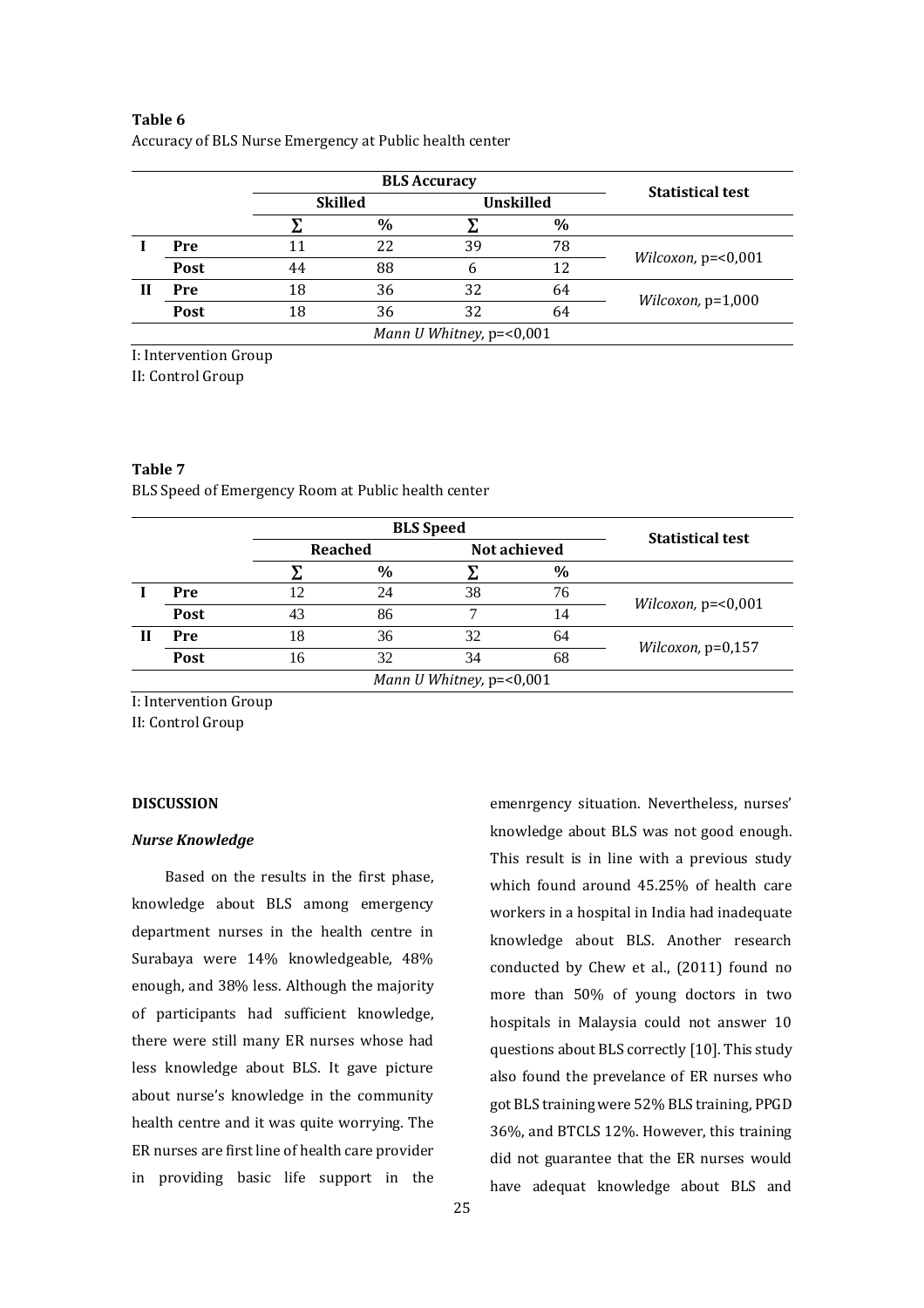**Table 6**

Accuracy of BLS Nurse Emergency at Public health center

| | | BLS Accuracy | | | | Statistical test |
|---|---|---|---|---|---|---|
| | | Skilled | | Unskilled | | |
| | | ∑ | % | ∑ | % | |
| I | Pre | 11 | 22 | 39 | 78 | *Wilcoxon*, p=<0,001 |
| | Post | 44 | 88 | 6 | 12 | |
| II | Pre | 18 | 36 | 32 | 64 | *Wilcoxon*, p=1,000 |
| | Post | 18 | 36 | 32 | 64 | |
| *Mann U Whitney*, p=<0,001 | | | | | | |

I: Intervention Group

II: Control Group

**Table 7**

BLS Speed of Emergency Room at Public health center

| | | BLS Speed | | | | Statistical test |
|---|---|---|---|---|---|---|
| | | Reached | | Not achieved | | |
| | | ∑ | % | ∑ | % | |
| I | Pre | 12 | 24 | 38 | 76 | *Wilcoxon*, p=<0,001 |
| | Post | 43 | 86 | 7 | 14 | |
| II | Pre | 18 | 36 | 32 | 64 | *Wilcoxon*, p=0,157 |
| | Post | 16 | 32 | 34 | 68 | |
| *Mann U Whitney*, p=<0,001 | | | | | | |

I: Intervention Group

II: Control Group

## DISCUSSION

### *Nurse Knowledge*

Based on the results in the first phase, knowledge about BLS among emergency department nurses in the health centre in Surabaya were 14% knowledgeable, 48% enough, and 38% less. Although the majority of participants had sufficient knowledge, there were still many ER nurses whose had less knowledge about BLS. It gave picture about nurse's knowledge in the community health centre and it was quite worrying. The ER nurses are first line of health care provider in providing basic life support in the emenrgency situation. Nevertheless, nurses' knowledge about BLS was not good enough. This result is in line with a previous study which found around 45.25% of health care workers in a hospital in India had inadequate knowledge about BLS. Another research conducted by Chew et al., (2011) found no more than 50% of young doctors in two hospitals in Malaysia could not answer 10 questions about BLS correctly [10]. This study also found the prevelance of ER nurses who got BLS training were 52% BLS training, PPGD 36%, and BTCLS 12%. However, this training did not guarantee that the ER nurses would have adequat knowledge about BLS and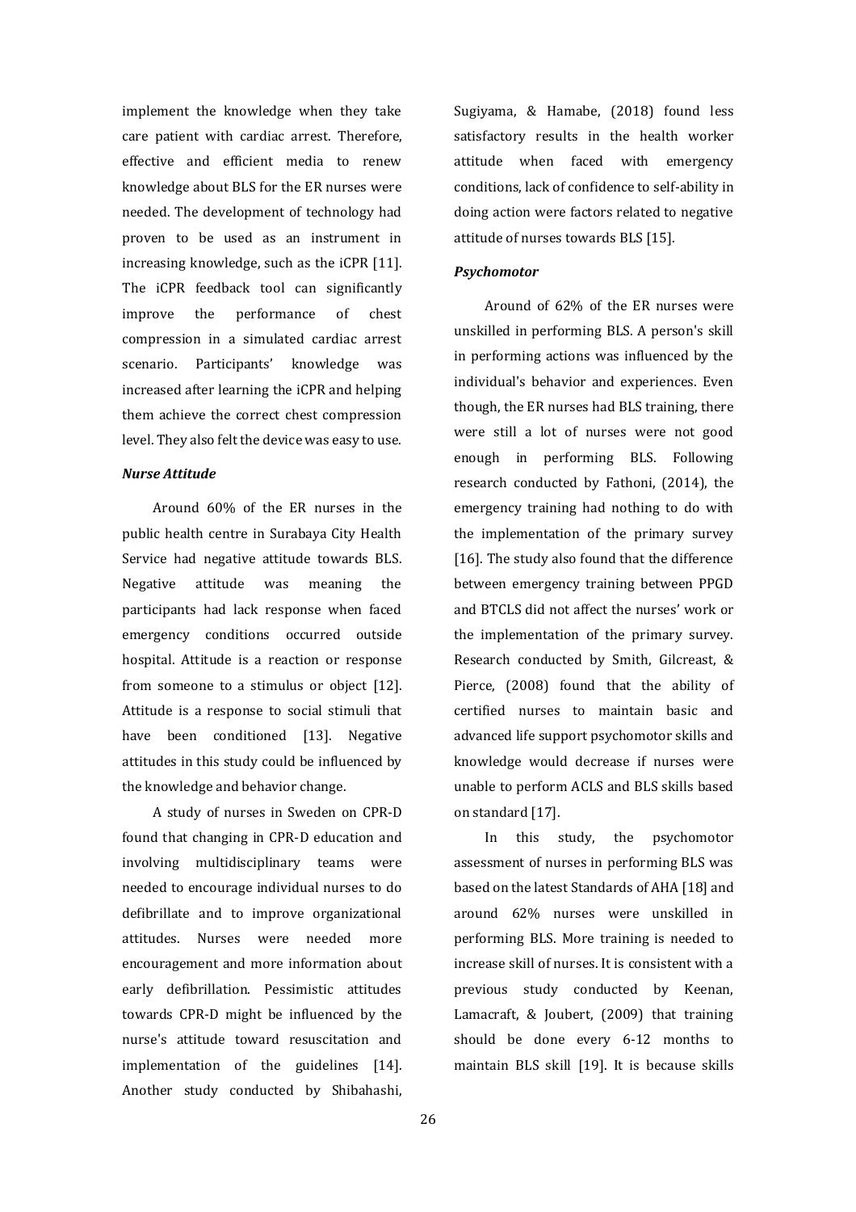implement the knowledge when they take care patient with cardiac arrest. Therefore, effective and efficient media to renew knowledge about BLS for the ER nurses were needed. The development of technology had proven to be used as an instrument in increasing knowledge, such as the iCPR [11]. The iCPR feedback tool can significantly improve the performance of chest compression in a simulated cardiac arrest scenario. Participants' knowledge was increased after learning the iCPR and helping them achieve the correct chest compression level. They also felt the device was easy to use.

***Nurse Attitude***

Around 60% of the ER nurses in the public health centre in Surabaya City Health Service had negative attitude towards BLS. Negative attitude was meaning the participants had lack response when faced emergency conditions occurred outside hospital. Attitude is a reaction or response from someone to a stimulus or object [12]. Attitude is a response to social stimuli that have been conditioned [13]. Negative attitudes in this study could be influenced by the knowledge and behavior change.

A study of nurses in Sweden on CPR-D found that changing in CPR-D education and involving multidisciplinary teams were needed to encourage individual nurses to do defibrillate and to improve organizational attitudes. Nurses were needed more encouragement and more information about early defibrillation. Pessimistic attitudes towards CPR-D might be influenced by the nurse's attitude toward resuscitation and implementation of the guidelines [14]. Another study conducted by Shibahashi, Sugiyama, & Hamabe, (2018) found less satisfactory results in the health worker attitude when faced with emergency conditions, lack of confidence to self-ability in doing action were factors related to negative attitude of nurses towards BLS [15].

***Psychomotor***

Around of 62% of the ER nurses were unskilled in performing BLS. A person's skill in performing actions was influenced by the individual's behavior and experiences. Even though, the ER nurses had BLS training, there were still a lot of nurses were not good enough in performing BLS. Following research conducted by Fathoni, (2014), the emergency training had nothing to do with the implementation of the primary survey [16]. The study also found that the difference between emergency training between PPGD and BTCLS did not affect the nurses' work or the implementation of the primary survey. Research conducted by Smith, Gilcreast, & Pierce, (2008) found that the ability of certified nurses to maintain basic and advanced life support psychomotor skills and knowledge would decrease if nurses were unable to perform ACLS and BLS skills based on standard [17].

In this study, the psychomotor assessment of nurses in performing BLS was based on the latest Standards of AHA [18] and around 62% nurses were unskilled in performing BLS. More training is needed to increase skill of nurses. It is consistent with a previous study conducted by Keenan, Lamacraft, & Joubert, (2009) that training should be done every 6-12 months to maintain BLS skill [19]. It is because skills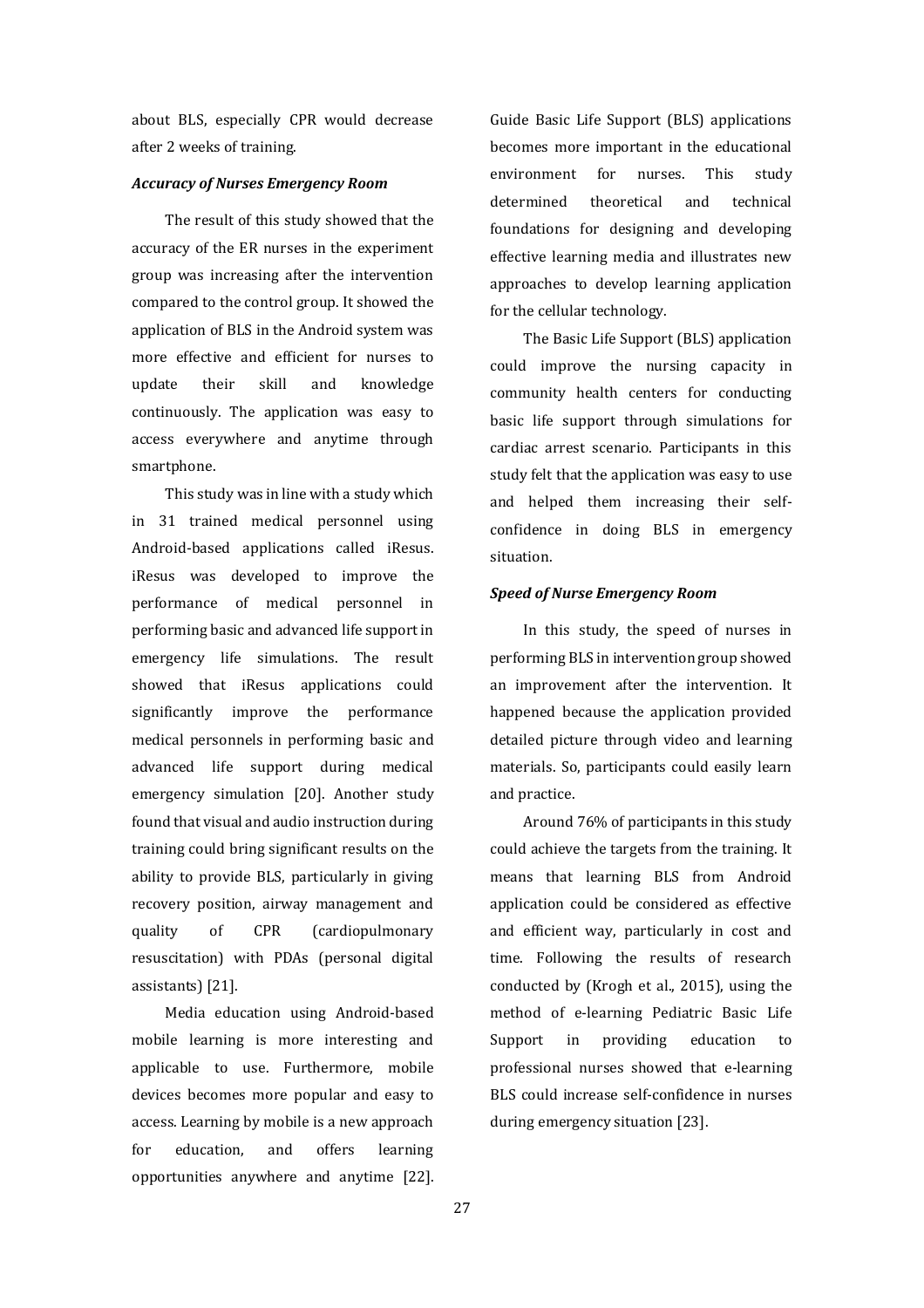about BLS, especially CPR would decrease after 2 weeks of training.

### *Accuracy of Nurses Emergency Room*

The result of this study showed that the accuracy of the ER nurses in the experiment group was increasing after the intervention compared to the control group. It showed the application of BLS in the Android system was more effective and efficient for nurses to update their skill and knowledge continuously. The application was easy to access everywhere and anytime through smartphone.

This study was in line with a study which in 31 trained medical personnel using Android-based applications called iResus. iResus was developed to improve the performance of medical personnel in performing basic and advanced life support in emergency life simulations. The result showed that iResus applications could significantly improve the performance medical personnels in performing basic and advanced life support during medical emergency simulation [20]. Another study found that visual and audio instruction during training could bring significant results on the ability to provide BLS, particularly in giving recovery position, airway management and quality of CPR (cardiopulmonary resuscitation) with PDAs (personal digital assistants) [21].

Media education using Android-based mobile learning is more interesting and applicable to use. Furthermore, mobile devices becomes more popular and easy to access. Learning by mobile is a new approach for education, and offers learning opportunities anywhere and anytime [22]. Guide Basic Life Support (BLS) applications becomes more important in the educational environment for nurses. This study determined theoretical and technical foundations for designing and developing effective learning media and illustrates new approaches to develop learning application for the cellular technology.

The Basic Life Support (BLS) application could improve the nursing capacity in community health centers for conducting basic life support through simulations for cardiac arrest scenario. Participants in this study felt that the application was easy to use and helped them increasing their self-confidence in doing BLS in emergency situation.

### *Speed of Nurse Emergency Room*

In this study, the speed of nurses in performing BLS in intervention group showed an improvement after the intervention. It happened because the application provided detailed picture through video and learning materials. So, participants could easily learn and practice.

Around 76% of participants in this study could achieve the targets from the training. It means that learning BLS from Android application could be considered as effective and efficient way, particularly in cost and time. Following the results of research conducted by (Krogh et al., 2015), using the method of e-learning Pediatric Basic Life Support in providing education to professional nurses showed that e-learning BLS could increase self-confidence in nurses during emergency situation [23].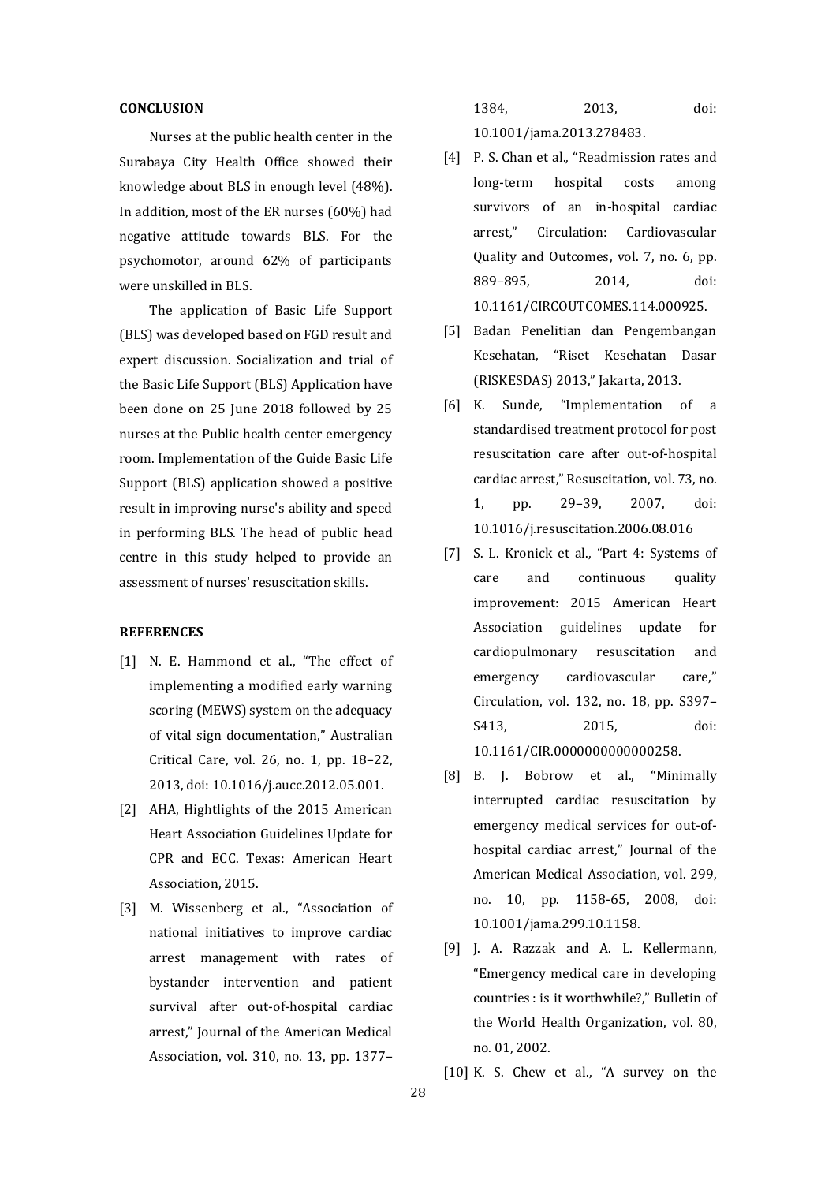**CONCLUSION**

Nurses at the public health center in the Surabaya City Health Office showed their knowledge about BLS in enough level (48%). In addition, most of the ER nurses (60%) had negative attitude towards BLS. For the psychomotor, around 62% of participants were unskilled in BLS.

The application of Basic Life Support (BLS) was developed based on FGD result and expert discussion. Socialization and trial of the Basic Life Support (BLS) Application have been done on 25 June 2018 followed by 25 nurses at the Public health center emergency room. Implementation of the Guide Basic Life Support (BLS) application showed a positive result in improving nurse's ability and speed in performing BLS. The head of public head centre in this study helped to provide an assessment of nurses' resuscitation skills.

**REFERENCES**

[1] N. E. Hammond et al., "The effect of implementing a modified early warning scoring (MEWS) system on the adequacy of vital sign documentation," Australian Critical Care, vol. 26, no. 1, pp. 18–22, 2013, doi: 10.1016/j.aucc.2012.05.001.

[2] AHA, Hightlights of the 2015 American Heart Association Guidelines Update for CPR and ECC. Texas: American Heart Association, 2015.

[3] M. Wissenberg et al., "Association of national initiatives to improve cardiac arrest management with rates of bystander intervention and patient survival after out-of-hospital cardiac arrest," Journal of the American Medical Association, vol. 310, no. 13, pp. 1377–1384, 2013, doi: 10.1001/jama.2013.278483.

[4] P. S. Chan et al., "Readmission rates and long-term hospital costs among survivors of an in-hospital cardiac arrest," Circulation: Cardiovascular Quality and Outcomes, vol. 7, no. 6, pp. 889–895, 2014, doi: 10.1161/CIRCOUTCOMES.114.000925.

[5] Badan Penelitian dan Pengembangan Kesehatan, "Riset Kesehatan Dasar (RISKESDAS) 2013," Jakarta, 2013.

[6] K. Sunde, "Implementation of a standardised treatment protocol for post resuscitation care after out-of-hospital cardiac arrest," Resuscitation, vol. 73, no. 1, pp. 29–39, 2007, doi: 10.1016/j.resuscitation.2006.08.016

[7] S. L. Kronick et al., "Part 4: Systems of care and continuous quality improvement: 2015 American Heart Association guidelines update for cardiopulmonary resuscitation and emergency cardiovascular care," Circulation, vol. 132, no. 18, pp. S397–S413, 2015, doi: 10.1161/CIR.0000000000000258.

[8] B. J. Bobrow et al., "Minimally interrupted cardiac resuscitation by emergency medical services for out-of-hospital cardiac arrest," Journal of the American Medical Association, vol. 299, no. 10, pp. 1158-65, 2008, doi: 10.1001/jama.299.10.1158.

[9] J. A. Razzak and A. L. Kellermann, "Emergency medical care in developing countries : is it worthwhile?," Bulletin of the World Health Organization, vol. 80, no. 01, 2002.

[10] K. S. Chew et al., "A survey on the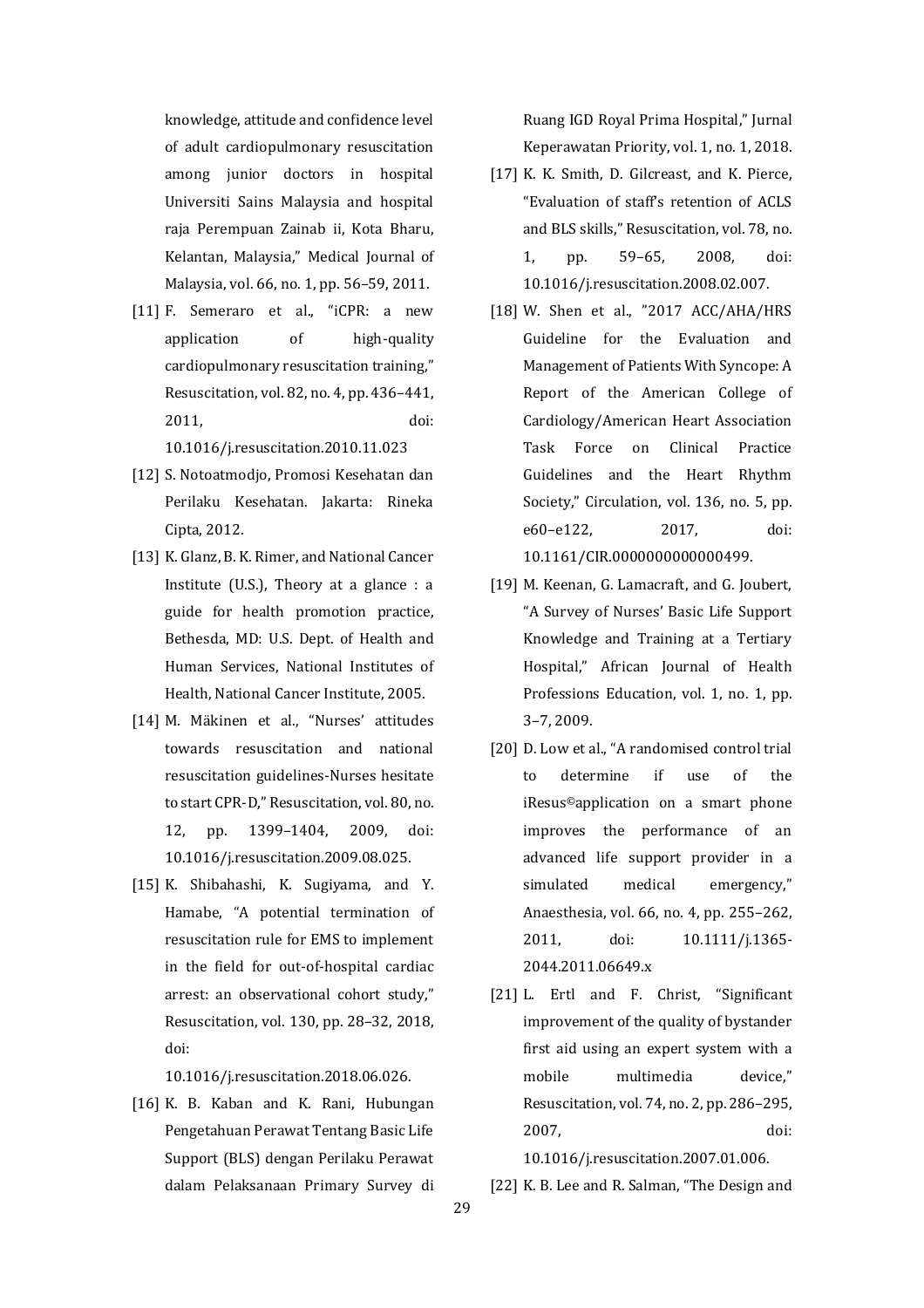knowledge, attitude and confidence level of adult cardiopulmonary resuscitation among junior doctors in hospital Universiti Sains Malaysia and hospital raja Perempuan Zainab ii, Kota Bharu, Kelantan, Malaysia," Medical Journal of Malaysia, vol. 66, no. 1, pp. 56–59, 2011.

[11] F. Semeraro et al., "iCPR: a new application of high-quality cardiopulmonary resuscitation training," Resuscitation, vol. 82, no. 4, pp. 436–441, 2011, doi: 10.1016/j.resuscitation.2010.11.023

[12] S. Notoatmodjo, Promosi Kesehatan dan Perilaku Kesehatan. Jakarta: Rineka Cipta, 2012.

[13] K. Glanz, B. K. Rimer, and National Cancer Institute (U.S.), Theory at a glance : a guide for health promotion practice, Bethesda, MD: U.S. Dept. of Health and Human Services, National Institutes of Health, National Cancer Institute, 2005.

[14] M. Mäkinen et al., "Nurses' attitudes towards resuscitation and national resuscitation guidelines-Nurses hesitate to start CPR-D," Resuscitation, vol. 80, no. 12, pp. 1399–1404, 2009, doi: 10.1016/j.resuscitation.2009.08.025.

[15] K. Shibahashi, K. Sugiyama, and Y. Hamabe, "A potential termination of resuscitation rule for EMS to implement in the field for out-of-hospital cardiac arrest: an observational cohort study," Resuscitation, vol. 130, pp. 28–32, 2018, doi: 10.1016/j.resuscitation.2018.06.026.

[16] K. B. Kaban and K. Rani, Hubungan Pengetahuan Perawat Tentang Basic Life Support (BLS) dengan Perilaku Perawat dalam Pelaksanaan Primary Survey di Ruang IGD Royal Prima Hospital," Jurnal Keperawatan Priority, vol. 1, no. 1, 2018.

[17] K. K. Smith, D. Gilcreast, and K. Pierce, "Evaluation of staff's retention of ACLS and BLS skills," Resuscitation, vol. 78, no. 1, pp. 59–65, 2008, doi: 10.1016/j.resuscitation.2008.02.007.

[18] W. Shen et al., "2017 ACC/AHA/HRS Guideline for the Evaluation and Management of Patients With Syncope: A Report of the American College of Cardiology/American Heart Association Task Force on Clinical Practice Guidelines and the Heart Rhythm Society," Circulation, vol. 136, no. 5, pp. e60–e122, 2017, doi: 10.1161/CIR.0000000000000499.

[19] M. Keenan, G. Lamacraft, and G. Joubert, "A Survey of Nurses' Basic Life Support Knowledge and Training at a Tertiary Hospital," African Journal of Health Professions Education, vol. 1, no. 1, pp. 3–7, 2009.

[20] D. Low et al., "A randomised control trial to determine if use of the iResus©application on a smart phone improves the performance of an advanced life support provider in a simulated medical emergency," Anaesthesia, vol. 66, no. 4, pp. 255–262, 2011, doi: 10.1111/j.1365-2044.2011.06649.x

[21] L. Ertl and F. Christ, "Significant improvement of the quality of bystander first aid using an expert system with a mobile multimedia device," Resuscitation, vol. 74, no. 2, pp. 286–295, 2007, doi: 10.1016/j.resuscitation.2007.01.006.

[22] K. B. Lee and R. Salman, "The Design and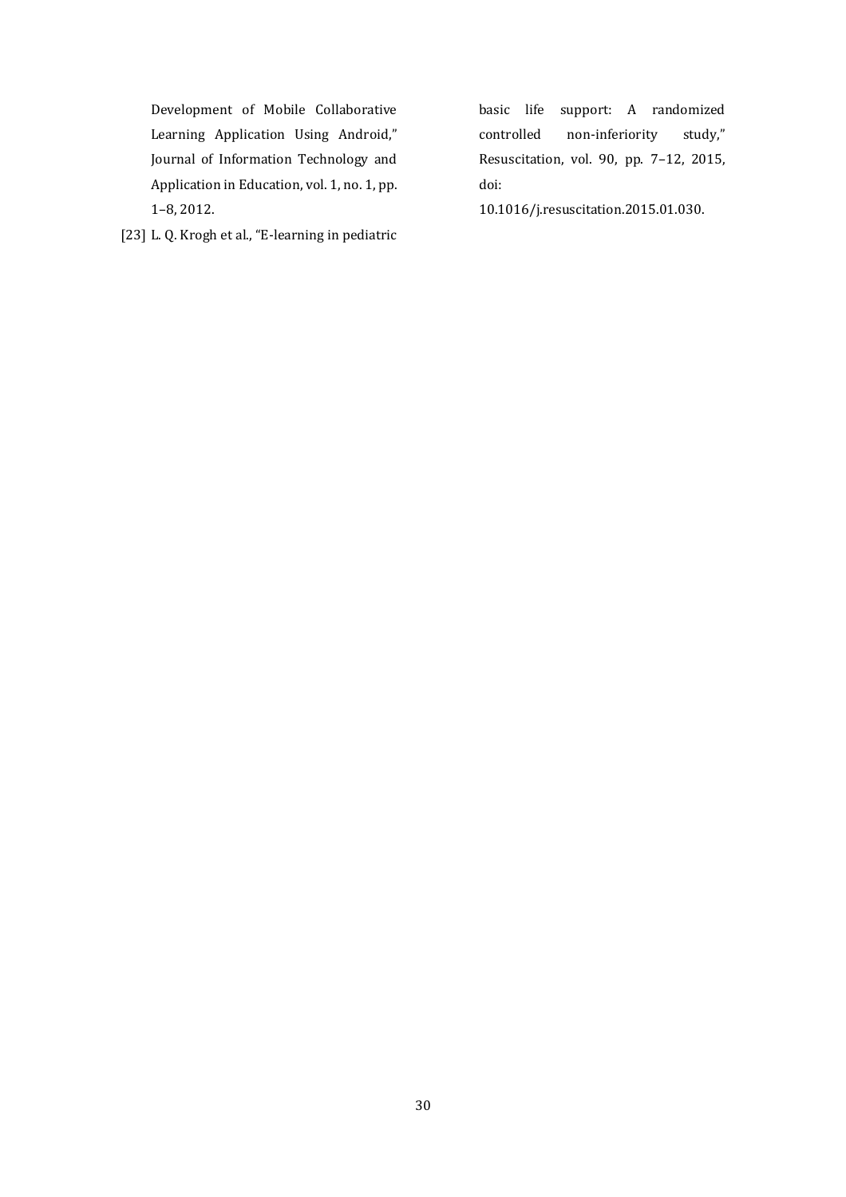Development of Mobile Collaborative Learning Application Using Android," Journal of Information Technology and Application in Education, vol. 1, no. 1, pp. 1–8, 2012.

[23] L. Q. Krogh et al., "E-learning in pediatric basic life support: A randomized controlled non-inferiority study," Resuscitation, vol. 90, pp. 7–12, 2015, doi: 10.1016/j.resuscitation.2015.01.030.